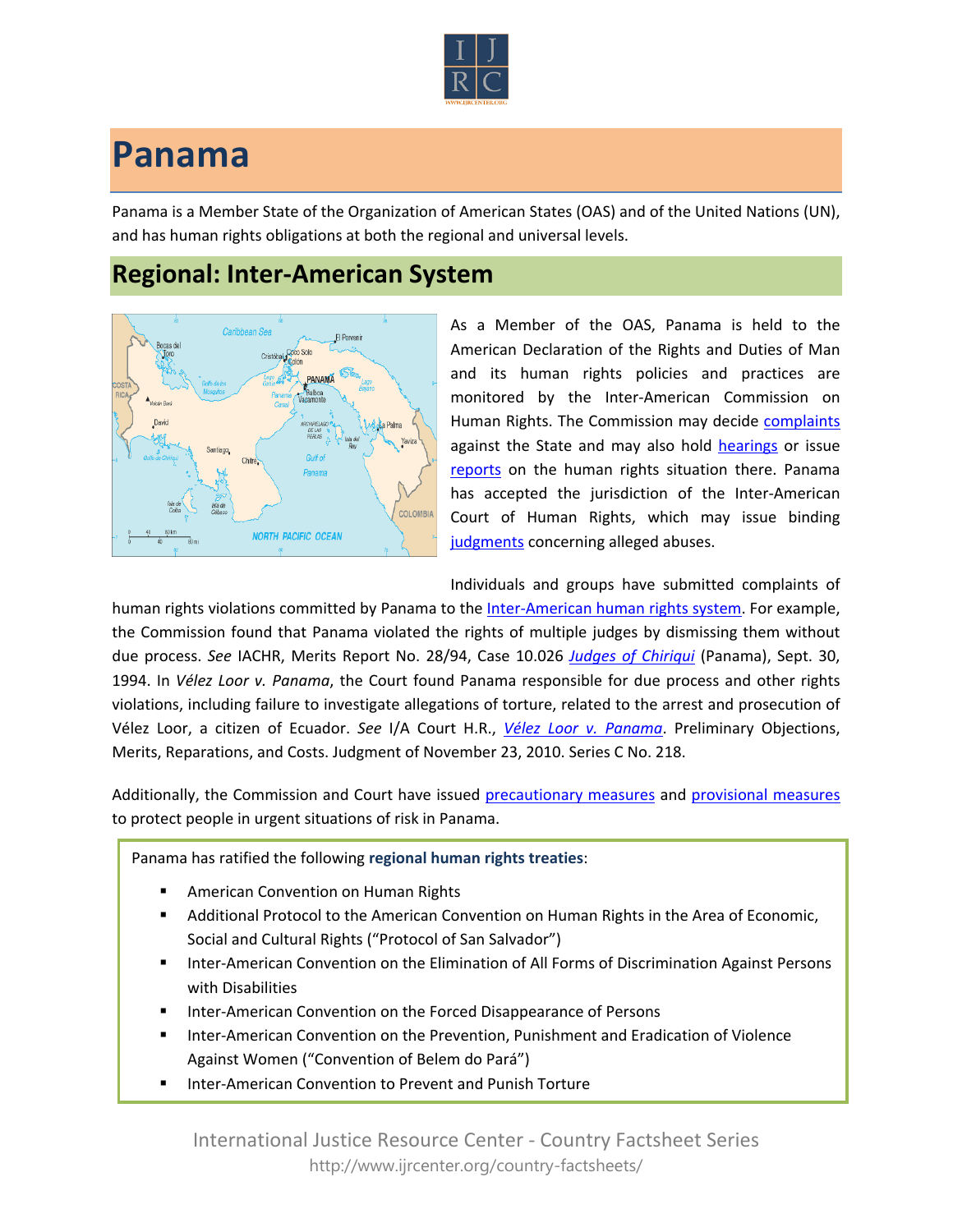# Panama

Panama is a Member State of the Organization of American States (OAS) and of the United Nations (UN), and has human rights obligations at both the regional and universal levels.

## Regional: Inter-American System

As a Member of the OAS, Panama is held to the American Declaration of the Rights and Duties of Man and its human rights policies and practices are monitored by the Inter-American Commission on Human Rights. The Commission may decide complaints against the State and may also hold hearings or issue reports on the human rights situation there. Panama has accepted the jurisdiction of the Inter-American Court of Human Rights, which may issue binding judgments concerning alleged abuses.

Individuals and groups have submitted complaints of human rights violations committed by Panama to the Inter-American human rights system. For example, the Commission found that Panama violated the rights of multiple judges by dismissing them without due process. *See* IACHR, Merits Report No. 28/94, Case 10.026 *Judges of Chiriqui* (Panama), Sept. 30, 1994. In *Vélez Loor v. Panama*, the Court found Panama responsible for due process and other rights violations, including failure to investigate allegations of torture, related to the arrest and prosecution of Vélez Loor, a citizen of Ecuador. *See* I/A Court H.R., *Vélez Loor v. Panama*. Preliminary Objections, Merits, Reparations, and Costs. Judgment of November 23, 2010. Series C No. 218.

Additionally, the Commission and Court have issued precautionary measures and provisional measures to protect people in urgent situations of risk in Panama.

Panama has ratified the following **regional human rights treaties**:

- American Convention on Human Rights
- Additional Protocol to the American Convention on Human Rights in the Area of Economic, Social and Cultural Rights ("Protocol of San Salvador")
- Inter-American Convention on the Elimination of All Forms of Discrimination Against Persons with Disabilities
- Inter-American Convention on the Forced Disappearance of Persons
- Inter-American Convention on the Prevention, Punishment and Eradication of Violence Against Women ("Convention of Belem do Pará")
- Inter-American Convention to Prevent and Punish Torture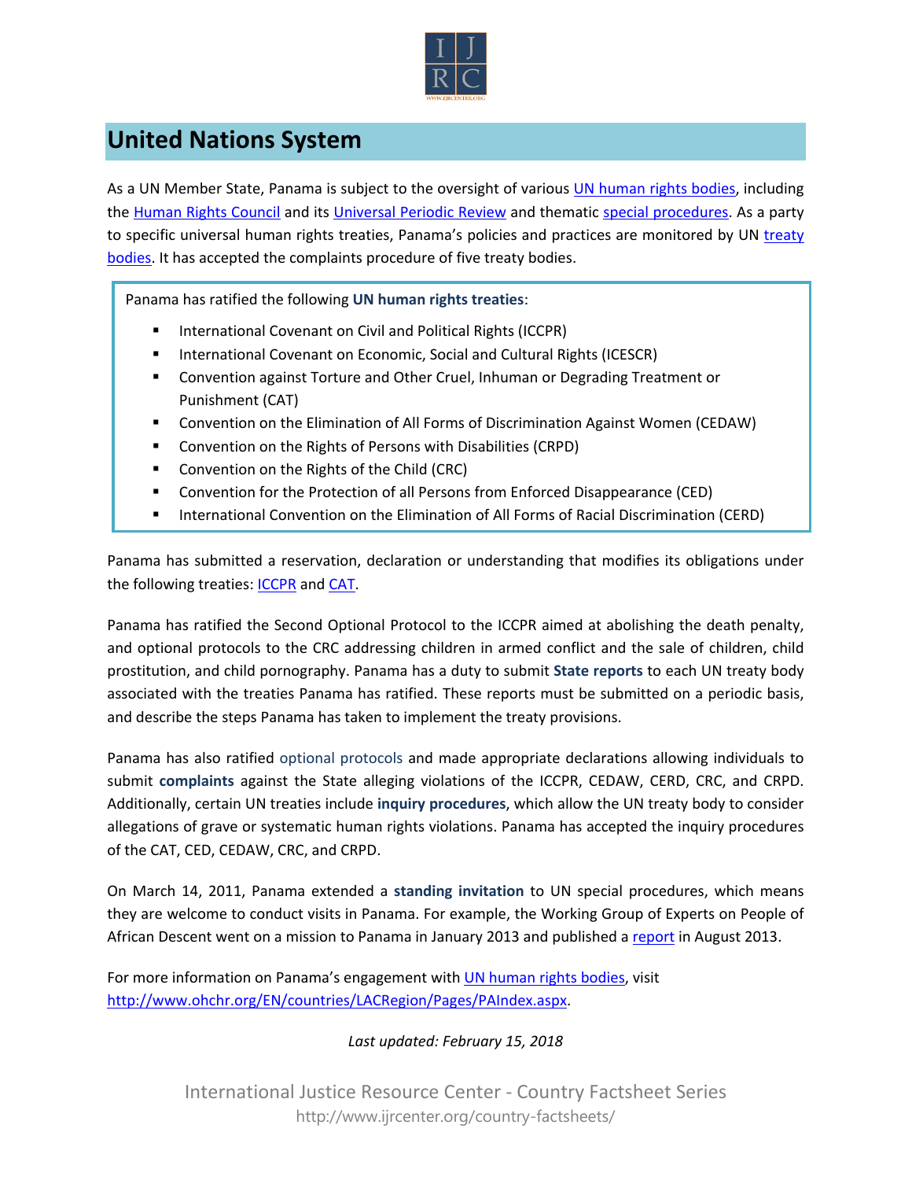## United Nations System

As a UN Member State, Panama is subject to the oversight of various UN human rights bodies, including the Human Rights Council and its Universal Periodic Review and thematic special procedures. As a party to specific universal human rights treaties, Panama's policies and practices are monitored by UN treaty bodies. It has accepted the complaints procedure of five treaty bodies.

Panama has ratified the following **UN human rights treaties**:

- International Covenant on Civil and Political Rights (ICCPR)
- International Covenant on Economic, Social and Cultural Rights (ICESCR)
- Convention against Torture and Other Cruel, Inhuman or Degrading Treatment or Punishment (CAT)
- Convention on the Elimination of All Forms of Discrimination Against Women (CEDAW)
- Convention on the Rights of Persons with Disabilities (CRPD)
- Convention on the Rights of the Child (CRC)
- Convention for the Protection of all Persons from Enforced Disappearance (CED)
- International Convention on the Elimination of All Forms of Racial Discrimination (CERD)

Panama has submitted a reservation, declaration or understanding that modifies its obligations under the following treaties: ICCPR and CAT.

Panama has ratified the Second Optional Protocol to the ICCPR aimed at abolishing the death penalty, and optional protocols to the CRC addressing children in armed conflict and the sale of children, child prostitution, and child pornography. Panama has a duty to submit **State reports** to each UN treaty body associated with the treaties Panama has ratified. These reports must be submitted on a periodic basis, and describe the steps Panama has taken to implement the treaty provisions.

Panama has also ratified optional protocols and made appropriate declarations allowing individuals to submit **complaints** against the State alleging violations of the ICCPR, CEDAW, CERD, CRC, and CRPD. Additionally, certain UN treaties include **inquiry procedures**, which allow the UN treaty body to consider allegations of grave or systematic human rights violations. Panama has accepted the inquiry procedures of the CAT, CED, CEDAW, CRC, and CRPD.

On March 14, 2011, Panama extended a **standing invitation** to UN special procedures, which means they are welcome to conduct visits in Panama. For example, the Working Group of Experts on People of African Descent went on a mission to Panama in January 2013 and published a report in August 2013.

For more information on Panama's engagement with UN human rights bodies, visit http://www.ohchr.org/EN/countries/LACRegion/Pages/PAIndex.aspx.

*Last updated: February 15, 2018*